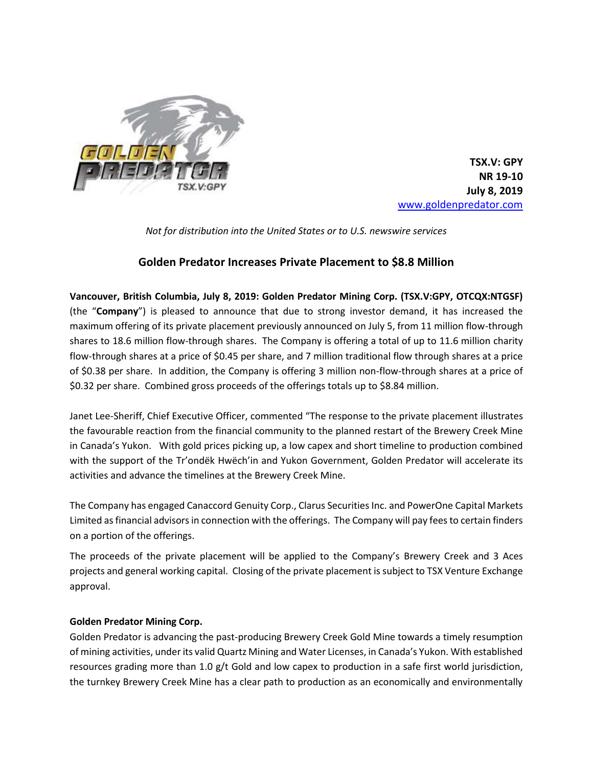**TSX.V: GPY**
**NR 19-10**
**July 8, 2019**
[www.goldenpredator.com](http://www.goldenpredator.com)

*Not for distribution into the United States or to U.S. newswire services*

## Golden Predator Increases Private Placement to $8.8 Million

**Vancouver, British Columbia, July 8, 2019: Golden Predator Mining Corp. (TSX.V:GPY, OTCQX:NTGSF)** (the "**Company**") is pleased to announce that due to strong investor demand, it has increased the maximum offering of its private placement previously announced on July 5, from 11 million flow-through shares to 18.6 million flow-through shares. The Company is offering a total of up to 11.6 million charity flow-through shares at a price of $0.45 per share, and 7 million traditional flow through shares at a price of $0.38 per share. In addition, the Company is offering 3 million non-flow-through shares at a price of $0.32 per share. Combined gross proceeds of the offerings totals up to $8.84 million.

Janet Lee-Sheriff, Chief Executive Officer, commented "The response to the private placement illustrates the favourable reaction from the financial community to the planned restart of the Brewery Creek Mine in Canada's Yukon. With gold prices picking up, a low capex and short timeline to production combined with the support of the Tr'ondëk Hwëch'in and Yukon Government, Golden Predator will accelerate its activities and advance the timelines at the Brewery Creek Mine.

The Company has engaged Canaccord Genuity Corp., Clarus Securities Inc. and PowerOne Capital Markets Limited as financial advisors in connection with the offerings. The Company will pay fees to certain finders on a portion of the offerings.

The proceeds of the private placement will be applied to the Company's Brewery Creek and 3 Aces projects and general working capital. Closing of the private placement is subject to TSX Venture Exchange approval.

### Golden Predator Mining Corp.

Golden Predator is advancing the past-producing Brewery Creek Gold Mine towards a timely resumption of mining activities, under its valid Quartz Mining and Water Licenses, in Canada's Yukon. With established resources grading more than 1.0 g/t Gold and low capex to production in a safe first world jurisdiction, the turnkey Brewery Creek Mine has a clear path to production as an economically and environmentally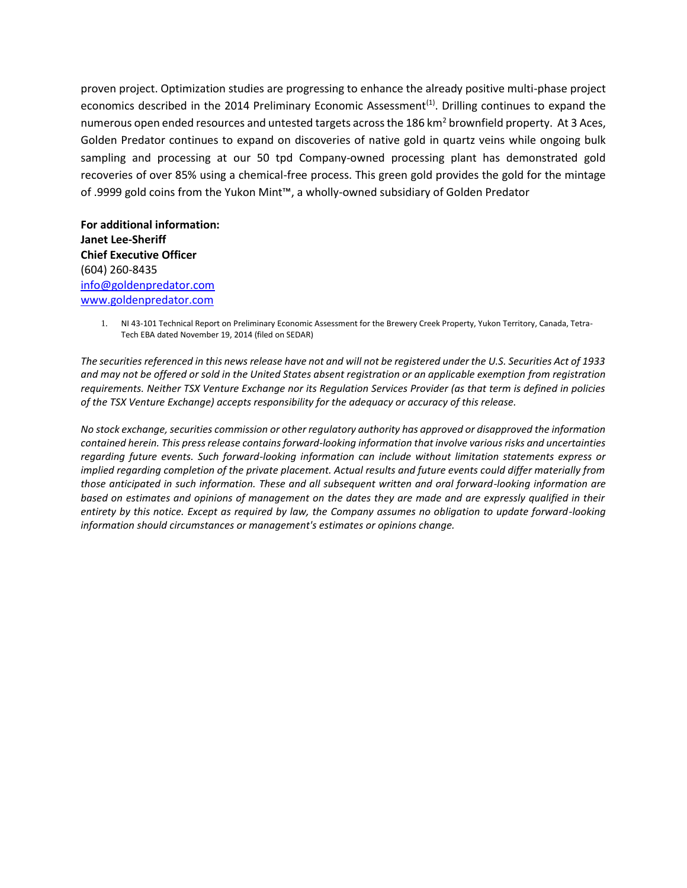proven project. Optimization studies are progressing to enhance the already positive multi-phase project economics described in the 2014 Preliminary Economic Assessment[1]. Drilling continues to expand the numerous open ended resources and untested targets across the 186 km$^2$ brownfield property. At 3 Aces, Golden Predator continues to expand on discoveries of native gold in quartz veins while ongoing bulk sampling and processing at our 50 tpd Company-owned processing plant has demonstrated gold recoveries of over 85% using a chemical-free process. This green gold provides the gold for the mintage of .9999 gold coins from the Yukon Mint™, a wholly-owned subsidiary of Golden Predator

**For additional information:**
**Janet Lee-Sheriff**
**Chief Executive Officer**
(604) 260-8435
info@goldenpredator.com
www.goldenpredator.com

1. NI 43-101 Technical Report on Preliminary Economic Assessment for the Brewery Creek Property, Yukon Territory, Canada, Tetra-Tech EBA dated November 19, 2014 (filed on SEDAR)

*The securities referenced in this news release have not and will not be registered under the U.S. Securities Act of 1933 and may not be offered or sold in the United States absent registration or an applicable exemption from registration requirements. Neither TSX Venture Exchange nor its Regulation Services Provider (as that term is defined in policies of the TSX Venture Exchange) accepts responsibility for the adequacy or accuracy of this release.*

*No stock exchange, securities commission or other regulatory authority has approved or disapproved the information contained herein. This press release contains forward-looking information that involve various risks and uncertainties regarding future events. Such forward-looking information can include without limitation statements express or implied regarding completion of the private placement. Actual results and future events could differ materially from those anticipated in such information. These and all subsequent written and oral forward-looking information are based on estimates and opinions of management on the dates they are made and are expressly qualified in their entirety by this notice. Except as required by law, the Company assumes no obligation to update forward-looking information should circumstances or management's estimates or opinions change.*